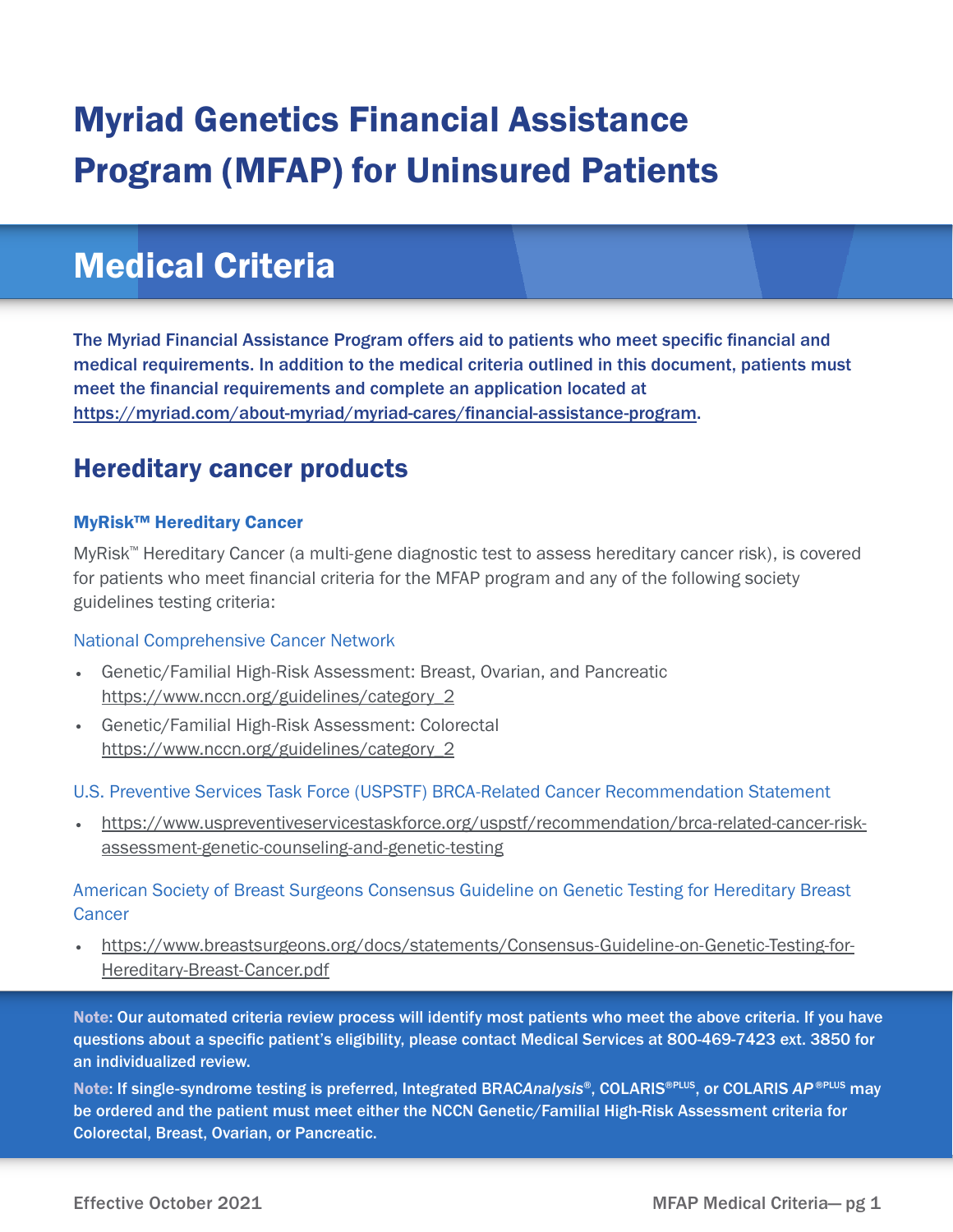# Myriad Genetics Financial Assistance Program (MFAP) for Uninsured Patients

## Medical Criteria

**The Myriad Financial Assistance Program offers aid to patients who meet specific financial and medical requirements. In addition to the medical criteria outlined in this document, patients must meet the financial requirements and complete an application located at https://myriad.com/about-myriad/myriad-cares/financial-assistance-program.**

## Hereditary cancer products

### MyRisk™ Hereditary Cancer

MyRisk™ Hereditary Cancer (a multi-gene diagnostic test to assess hereditary cancer risk), is covered for patients who meet financial criteria for the MFAP program and any of the following society guidelines testing criteria:

National Comprehensive Cancer Network

- Genetic/Familial High-Risk Assessment: Breast, Ovarian, and Pancreatic https://www.nccn.org/guidelines/category_2
- Genetic/Familial High-Risk Assessment: Colorectal https://www.nccn.org/guidelines/category_2

U.S. Preventive Services Task Force (USPSTF) BRCA-Related Cancer Recommendation Statement

- https://www.uspreventiveservicestaskforce.org/uspstf/recommendation/brca-related-cancer-risk-assessment-genetic-counseling-and-genetic-testing

American Society of Breast Surgeons Consensus Guideline on Genetic Testing for Hereditary Breast Cancer

- https://www.breastsurgeons.org/docs/statements/Consensus-Guideline-on-Genetic-Testing-for-Hereditary-Breast-Cancer.pdf

**Note: Our automated criteria review process will identify most patients who meet the above criteria. If you have questions about a specific patient's eligibility, please contact Medical Services at 800-469-7423 ext. 3850 for an individualized review.**

**Note: If single-syndrome testing is preferred, Integrated BRAC*Analysis*®, COLARIS®PLUS, or COLARIS *AP*®PLUS may be ordered and the patient must meet either the NCCN Genetic/Familial High-Risk Assessment criteria for Colorectal, Breast, Ovarian, or Pancreatic.**

Effective October 2021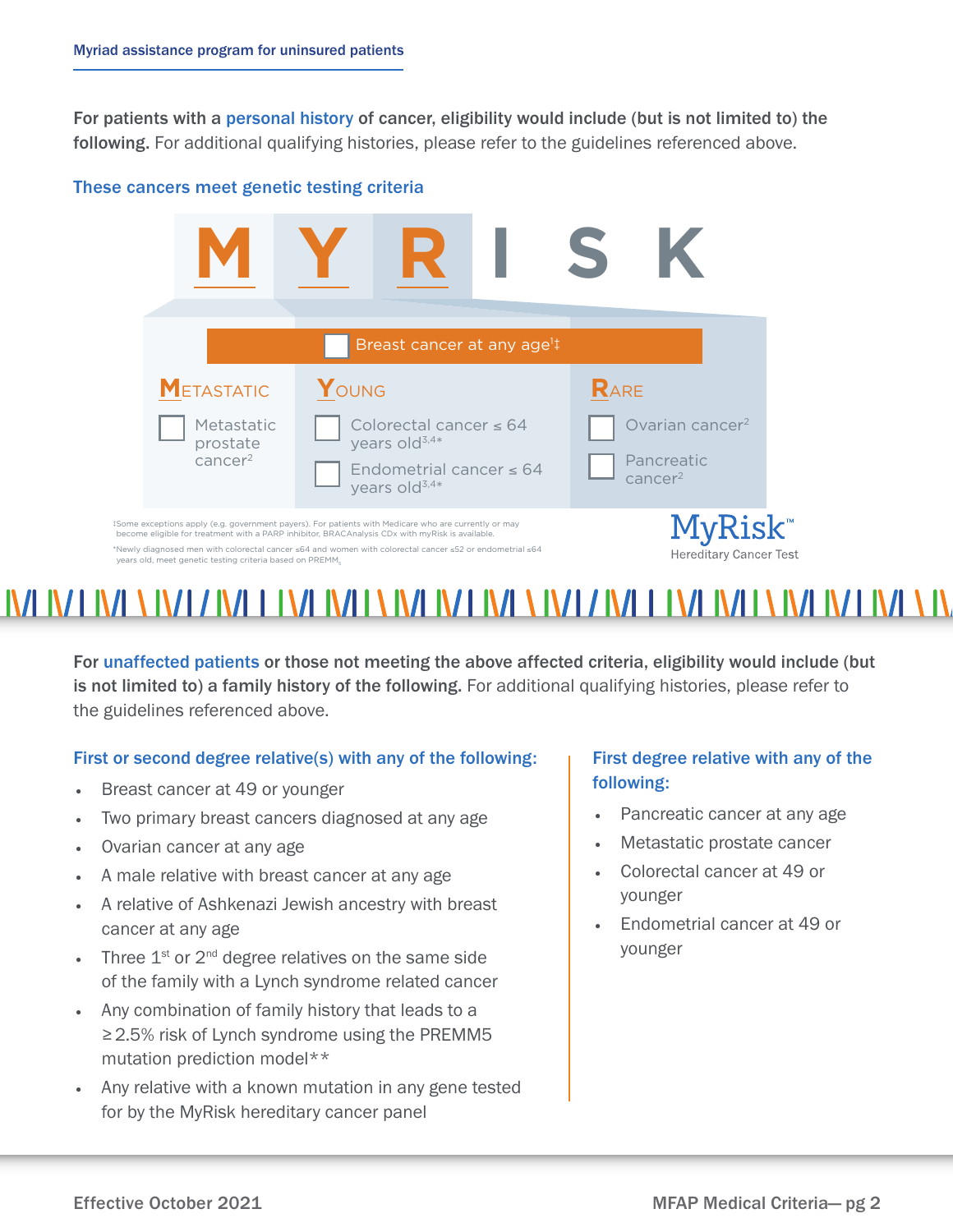Myriad assistance program for uninsured patients

**For patients with a personal history of cancer, eligibility would include (but is not limited to) the following.** For additional qualifying histories, please refer to the guidelines referenced above.

### These cancers meet genetic testing criteria

**M Y R I S K**

- ☐ Breast cancer at any age[1‡]

**METASTATIC**

- ☐ Metastatic prostate cancer[2]

**YOUNG**

- ☐ Colorectal cancer ≤ 64 years old[3,4*]
- ☐ Endometrial cancer ≤ 64 years old[3,4*]

**RARE**

- ☐ Ovarian cancer[2]
- ☐ Pancreatic cancer[2]

‡Some exceptions apply (e.g. government payers). For patients with Medicare who are currently or may become eligible for treatment with a PARP inhibitor, BRACAnalysis CDx with myRisk is available.

*Newly diagnosed men with colorectal cancer ≤64 and women with colorectal cancer ≤52 or endometrial ≤64 years old, meet genetic testing criteria based on $PREMM_5$

MyRisk™ Hereditary Cancer Test

**For unaffected patients or those not meeting the above affected criteria, eligibility would include (but is not limited to) a family history of the following.** For additional qualifying histories, please refer to the guidelines referenced above.

### First or second degree relative(s) with any of the following:

- Breast cancer at 49 or younger
- Two primary breast cancers diagnosed at any age
- Ovarian cancer at any age
- A male relative with breast cancer at any age
- A relative of Ashkenazi Jewish ancestry with breast cancer at any age
- Three 1st or 2nd degree relatives on the same side of the family with a Lynch syndrome related cancer
- Any combination of family history that leads to a ≥2.5% risk of Lynch syndrome using the PREMM5 mutation prediction model**
- Any relative with a known mutation in any gene tested for by the MyRisk hereditary cancer panel

### First degree relative with any of the following:

- Pancreatic cancer at any age
- Metastatic prostate cancer
- Colorectal cancer at 49 or younger
- Endometrial cancer at 49 or younger

Effective October 2021

MFAP Medical Criteria— pg 2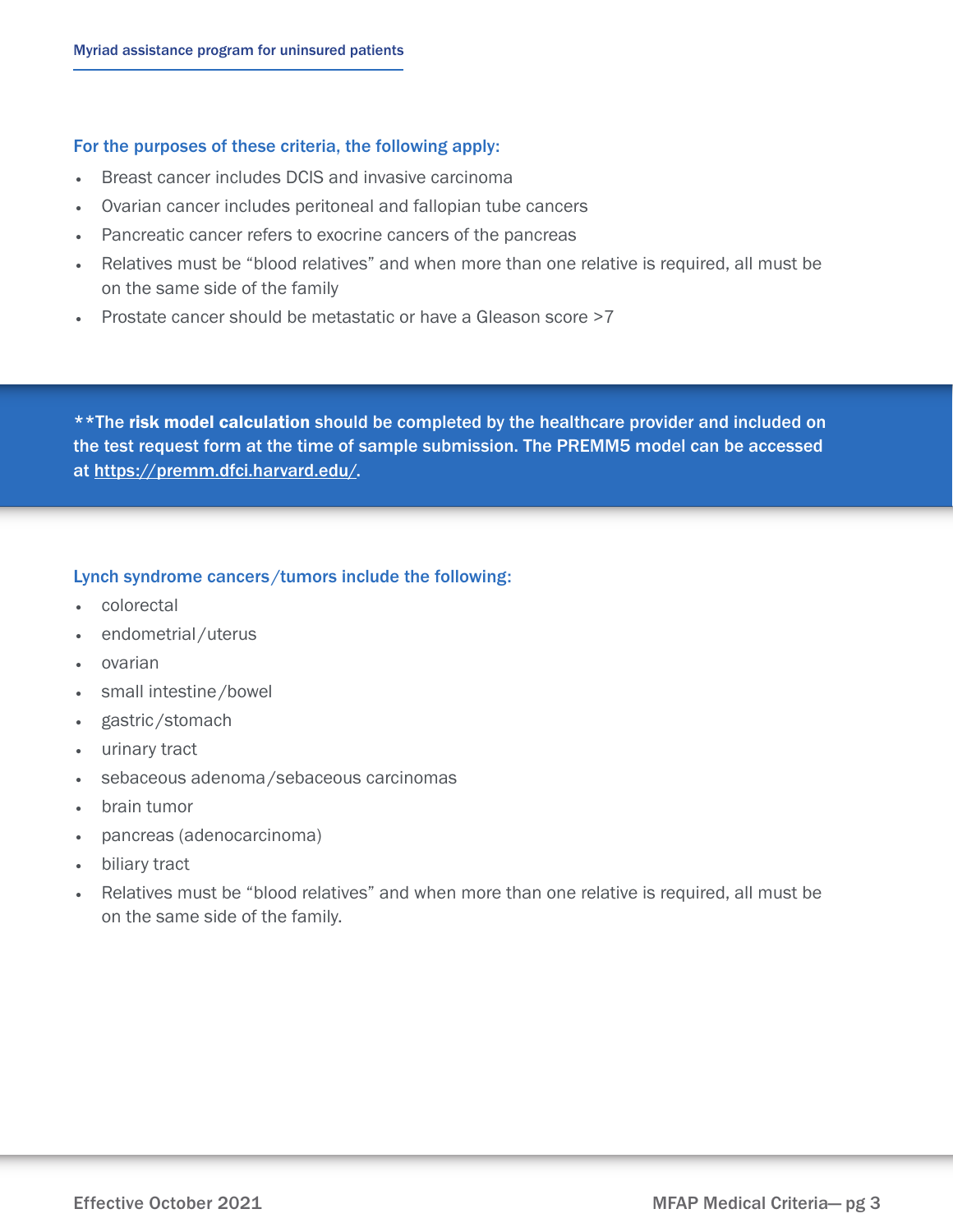### For the purposes of these criteria, the following apply:

- Breast cancer includes DCIS and invasive carcinoma
- Ovarian cancer includes peritoneal and fallopian tube cancers
- Pancreatic cancer refers to exocrine cancers of the pancreas
- Relatives must be “blood relatives” and when more than one relative is required, all must be on the same side of the family
- Prostate cancer should be metastatic or have a Gleason score >7

****The risk model calculation** should be completed by the healthcare provider and included on the test request form at the time of sample submission. The PREMM5 model can be accessed at https://premm.dfci.harvard.edu/.

### Lynch syndrome cancers/tumors include the following:

- colorectal
- endometrial/uterus
- ovarian
- small intestine/bowel
- gastric/stomach
- urinary tract
- sebaceous adenoma/sebaceous carcinomas
- brain tumor
- pancreas (adenocarcinoma)
- biliary tract
- Relatives must be “blood relatives” and when more than one relative is required, all must be on the same side of the family.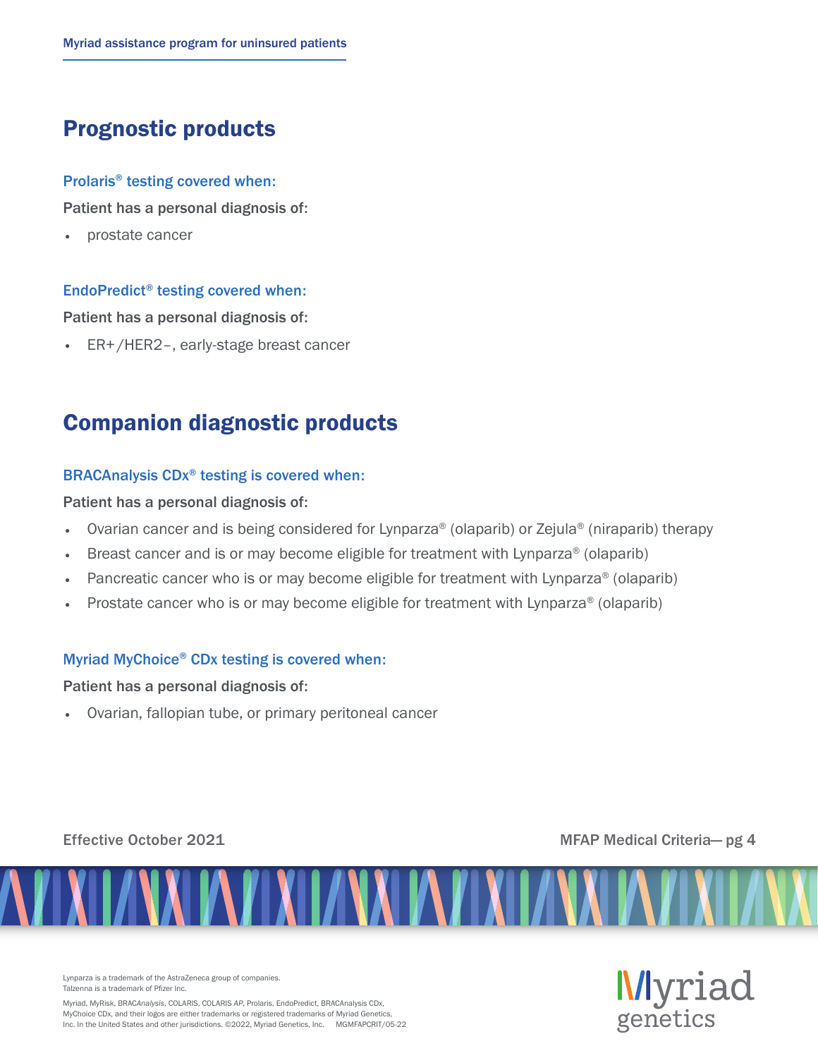## Prognostic products

### Prolaris® testing covered when:

Patient has a personal diagnosis of:

- prostate cancer

### EndoPredict® testing covered when:

Patient has a personal diagnosis of:

- ER+/HER2–, early-stage breast cancer

## Companion diagnostic products

### BRACAnalysis CDx® testing is covered when:

Patient has a personal diagnosis of:

- Ovarian cancer and is being considered for Lynparza® (olaparib) or Zejula® (niraparib) therapy
- Breast cancer and is or may become eligible for treatment with Lynparza® (olaparib)
- Pancreatic cancer who is or may become eligible for treatment with Lynparza® (olaparib)
- Prostate cancer who is or may become eligible for treatment with Lynparza® (olaparib)

### Myriad MyChoice® CDx testing is covered when:

Patient has a personal diagnosis of:

- Ovarian, fallopian tube, or primary peritoneal cancer

Effective October 2021

Lynparza is a trademark of the AstraZeneca group of companies.
Talzenna is a trademark of Pfizer Inc.

Myriad, MyRisk, BRAC*Analysis*, COLARIS, COLARIS AP, Prolaris, EndoPredict, BRACAnalysis CDx, MyChoice CDx, and their logos are either trademarks or registered trademarks of Myriad Genetics, Inc. In the United States and other jurisdictions. ©2022, Myriad Genetics, Inc. MGMFAPCRIT/05-22